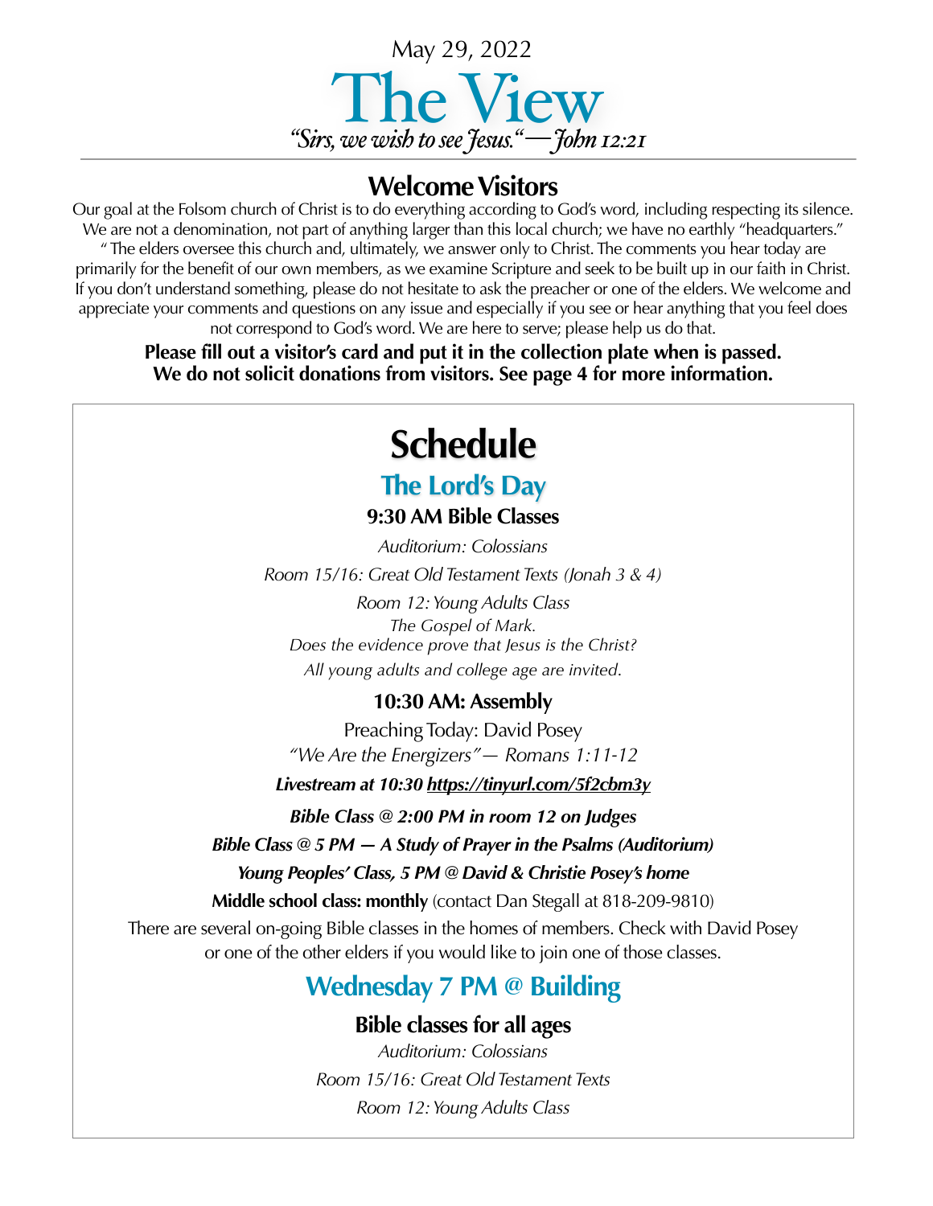May 29, 2022

# The View

*"Sirs, we wish to see Jesus."—John 12:21*

## Welcome Visitors

Our goal at the Folsom church of Christ is to do everything according to God's word, including respecting its silence. We are not a denomination, not part of anything larger than this local church; we have no earthly "headquarters." " The elders oversee this church and, ultimately, we answer only to Christ. The comments you hear today are primarily for the benefit of our own members, as we examine Scripture and seek to be built up in our faith in Christ. If you don't understand something, please do not hesitate to ask the preacher or one of the elders. We welcome and appreciate your comments and questions on any issue and especially if you see or hear anything that you feel does not correspond to God's word. We are here to serve; please help us do that.

**Please fill out a visitor's card and put it in the collection plate when is passed. We do not solicit donations from visitors. See page 4 for more information.**

# Schedule

## The Lord's Day

### 9:30 AM Bible Classes

*Auditorium: Colossians*

*Room 15/16: Great Old Testament Texts (Jonah 3 & 4)*

*Room 12: Young Adults Class*
*The Gospel of Mark.*
*Does the evidence prove that Jesus is the Christ?*
*All young adults and college age are invited.*

### 10:30 AM: Assembly

Preaching Today: David Posey
*"We Are the Energizers"— Romans 1:11-12*

***Livestream at 10:30 https://tinyurl.com/5f2cbm3y***

***Bible Class @ 2:00 PM in room 12 on Judges***

***Bible Class @ 5 PM — A Study of Prayer in the Psalms (Auditorium)***

***Young Peoples' Class, 5 PM @ David & Christie Posey's home***

**Middle school class: monthly** (contact Dan Stegall at 818-209-9810)

There are several on-going Bible classes in the homes of members. Check with David Posey or one of the other elders if you would like to join one of those classes.

## Wednesday 7 PM @ Building

### Bible classes for all ages

*Auditorium: Colossians*

*Room 15/16: Great Old Testament Texts*

*Room 12: Young Adults Class*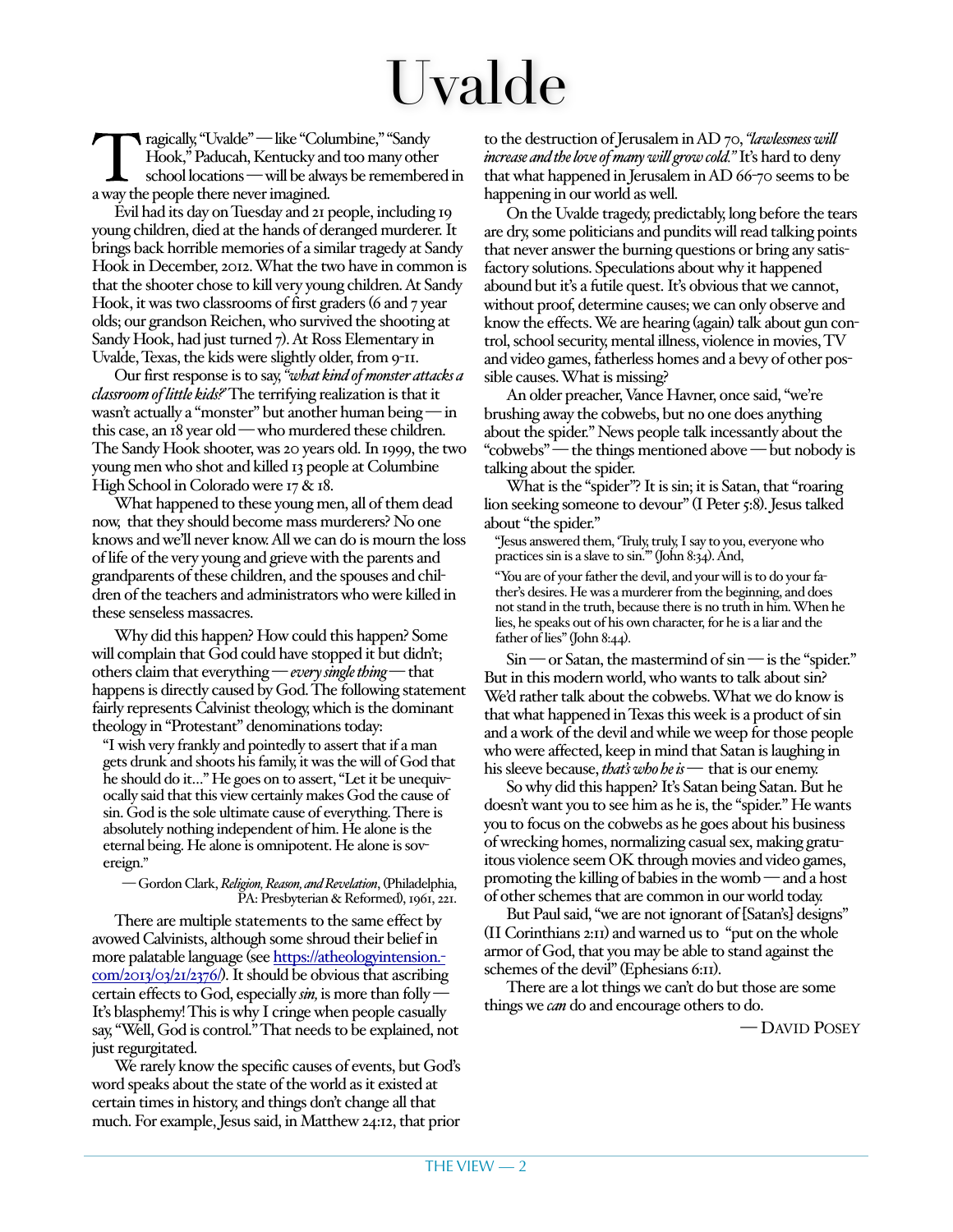# Uvalde

Tragically, "Uvalde" — like "Columbine," "Sandy Hook," Paducah, Kentucky and too many other school locations — will be always be remembered in a way the people there never imagined.

Evil had its day on Tuesday and 21 people, including 19 young children, died at the hands of deranged murderer. It brings back horrible memories of a similar tragedy at Sandy Hook in December, 2012. What the two have in common is that the shooter chose to kill very young children. At Sandy Hook, it was two classrooms of first graders (6 and 7 year olds; our grandson Reichen, who survived the shooting at Sandy Hook, had just turned 7). At Ross Elementary in Uvalde, Texas, the kids were slightly older, from 9-11.

Our first response is to say, *"what kind of monster attacks a classroom of little kids?"* The terrifying realization is that it wasn't actually a "monster" but another human being — in this case, an 18 year old — who murdered these children. The Sandy Hook shooter, was 20 years old. In 1999, the two young men who shot and killed 13 people at Columbine High School in Colorado were 17 & 18.

What happened to these young men, all of them dead now, that they should become mass murderers? No one knows and we'll never know. All we can do is mourn the loss of life of the very young and grieve with the parents and grandparents of these children, and the spouses and children of the teachers and administrators who were killed in these senseless massacres.

Why did this happen? How could this happen? Some will complain that God could have stopped it but didn't; others claim that everything — *every single thing* — that happens is directly caused by God. The following statement fairly represents Calvinist theology, which is the dominant theology in "Protestant" denominations today:

> "I wish very frankly and pointedly to assert that if a man gets drunk and shoots his family, it was the will of God that he should do it…" He goes on to assert, "Let it be unequivocally said that this view certainly makes God the cause of sin. God is the sole ultimate cause of everything. There is absolutely nothing independent of him. He alone is the eternal being. He alone is omnipotent. He alone is sovereign."
>
> — Gordon Clark, *Religion, Reason, and Revelation*, (Philadelphia, PA: Presbyterian & Reformed), 1961, 221.

There are multiple statements to the same effect by avowed Calvinists, although some shroud their belief in more palatable language (see https://atheologyintension.com/2013/03/21/2376/). It should be obvious that ascribing certain effects to God, especially *sin*, is more than folly — It's blasphemy! This is why I cringe when people casually say, "Well, God is control." That needs to be explained, not just regurgitated.

We rarely know the specific causes of events, but God's word speaks about the state of the world as it existed at certain times in history, and things don't change all that much. For example, Jesus said, in Matthew 24:12, that prior to the destruction of Jerusalem in AD 70, *"lawlessness will increase and the love of many will grow cold."* It's hard to deny that what happened in Jerusalem in AD 66-70 seems to be happening in our world as well.

On the Uvalde tragedy, predictably, long before the tears are dry, some politicians and pundits will read talking points that never answer the burning questions or bring any satisfactory solutions. Speculations about why it happened abound but it's a futile quest. It's obvious that we cannot, without proof, determine causes; we can only observe and know the effects. We are hearing (again) talk about gun control, school security, mental illness, violence in movies, TV and video games, fatherless homes and a bevy of other possible causes. What is missing?

An older preacher, Vance Havner, once said, "we're brushing away the cobwebs, but no one does anything about the spider." News people talk incessantly about the "cobwebs" — the things mentioned above — but nobody is talking about the spider.

What is the "spider"? It is sin; it is Satan, that "roaring lion seeking someone to devour" (I Peter 5:8). Jesus talked about "the spider."

> "Jesus answered them, 'Truly, truly, I say to you, everyone who practices sin is a slave to sin.'" (John 8:34). And,
>
> "You are of your father the devil, and your will is to do your father's desires. He was a murderer from the beginning, and does not stand in the truth, because there is no truth in him. When he lies, he speaks out of his own character, for he is a liar and the father of lies" (John 8:44).

Sin — or Satan, the mastermind of sin — is the "spider." But in this modern world, who wants to talk about sin? We'd rather talk about the cobwebs. What we do know is that what happened in Texas this week is a product of sin and a work of the devil and while we weep for those people who were affected, keep in mind that Satan is laughing in his sleeve because, *that's who he is* — that is our enemy.

So why did this happen? It's Satan being Satan. But he doesn't want you to see him as he is, the "spider." He wants you to focus on the cobwebs as he goes about his business of wrecking homes, normalizing casual sex, making gratuitous violence seem OK through movies and video games, promoting the killing of babies in the womb — and a host of other schemes that are common in our world today.

But Paul said, "we are not ignorant of [Satan's] designs" (II Corinthians 2:11) and warned us to "put on the whole armor of God, that you may be able to stand against the schemes of the devil" (Ephesians 6:11).

There are a lot things we can't do but those are some things we *can* do and encourage others to do.

— David Posey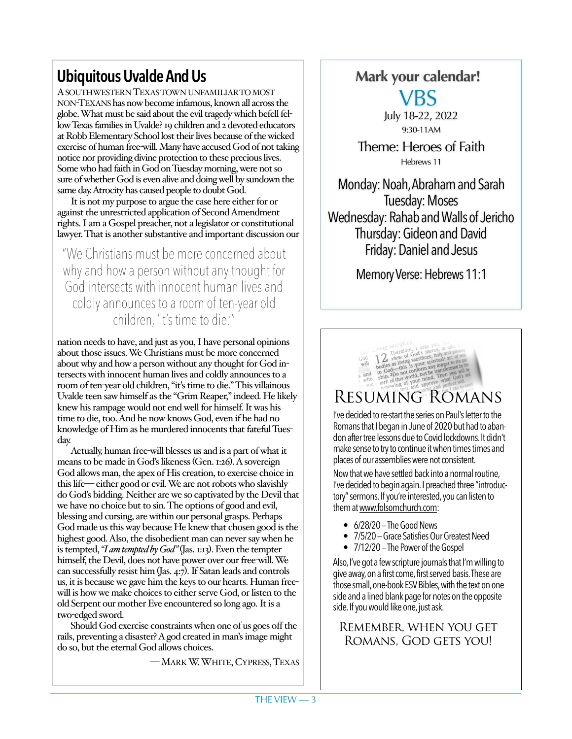## Ubiquitous Uvalde And Us

A SOUTHWESTERN TEXAS TOWN UNFAMILIAR TO MOST NON-TEXANS has now become infamous, known all across the globe. What must be said about the evil tragedy which befell fellow Texas families in Uvalde? 19 children and 2 devoted educators at Robb Elementary School lost their lives because of the wicked exercise of human free-will. Many have accused God of not taking notice nor providing divine protection to these precious lives. Some who had faith in God on Tuesday morning, were not so sure of whether God is even alive and doing well by sundown the same day. Atrocity has caused people to doubt God.

It is not my purpose to argue the case here either for or against the unrestricted application of Second Amendment rights. I am a Gospel preacher, not a legislator or constitutional lawyer. That is another substantive and important discussion our nation needs to have, and just as you, I have personal opinions about those issues. We Christians must be more concerned about why and how a person without any thought for God intersects with innocent human lives and coldly announces to a room of ten-year old children, "it's time to die." This villainous Uvalde teen saw himself as the "Grim Reaper," indeed. He likely knew his rampage would not end well for himself. It was his time to die, too. And he now knows God, even if he had no knowledge of Him as he murdered innocents that fateful Tuesday.

> "We Christians must be more concerned about why and how a person without any thought for God intersects with innocent human lives and coldly announces to a room of ten-year old children, 'it's time to die.'"

Actually, human free-will blesses us and is a part of what it means to be made in God's likeness (Gen. 1:26). A sovereign God allows man, the apex of His creation, to exercise choice in this life— either good or evil. We are not robots who slavishly do God's bidding. Neither are we so captivated by the Devil that we have no choice but to sin. The options of good and evil, blessing and cursing, are within our personal grasps. Perhaps God made us this way because He knew that chosen good is the highest good. Also, the disobedient man can never say when he is tempted, *"I am tempted by God"* (Jas. 1:13). Even the tempter himself, the Devil, does not have power over our free-will. We can successfully resist him (Jas. 4:7). If Satan leads and controls us, it is because we gave him the keys to our hearts. Human free-will is how we make choices to either serve God, or listen to the old Serpent our mother Eve encountered so long ago. It is a two-edged sword.

Should God exercise constraints when one of us goes off the rails, preventing a disaster? A god created in man's image might do so, but the eternal God allows choices.

— MARK W. WHITE, CYPRESS, TEXAS

## Mark your calendar!

# VBS

July 18-22, 2022

9:30-11AM

### Theme: Heroes of Faith

Hebrews 11

Monday: Noah, Abraham and Sarah
Tuesday: Moses
Wednesday: Rahab and Walls of Jericho
Thursday: Gideon and David
Friday: Daniel and Jesus

Memory Verse: Hebrews 11:1

## RESUMING ROMANS

I've decided to re-start the series on Paul's letter to the Romans that I began in June of 2020 but had to abandon after tree lessons due to Covid lockdowns. It didn't make sense to try to continue it when times times and places of our assemblies were not consistent.

Now that we have settled back into a normal routine, I've decided to begin again. I preached three "introductory" sermons. If you're interested, you can listen to them at www.folsomchurch.com:

- 6/28/20 – The Good News
- 7/5/20 – Grace Satisfies Our Greatest Need
- 7/12/20 – The Power of the Gospel

Also, I've got a few scripture journals that I'm willing to give away, on a first come, first served basis. These are those small, one-book ESV Bibles, with the text on one side and a lined blank page for notes on the opposite side. If you would like one, just ask.

REMEMBER, WHEN YOU GET ROMANS, GOD GETS YOU!